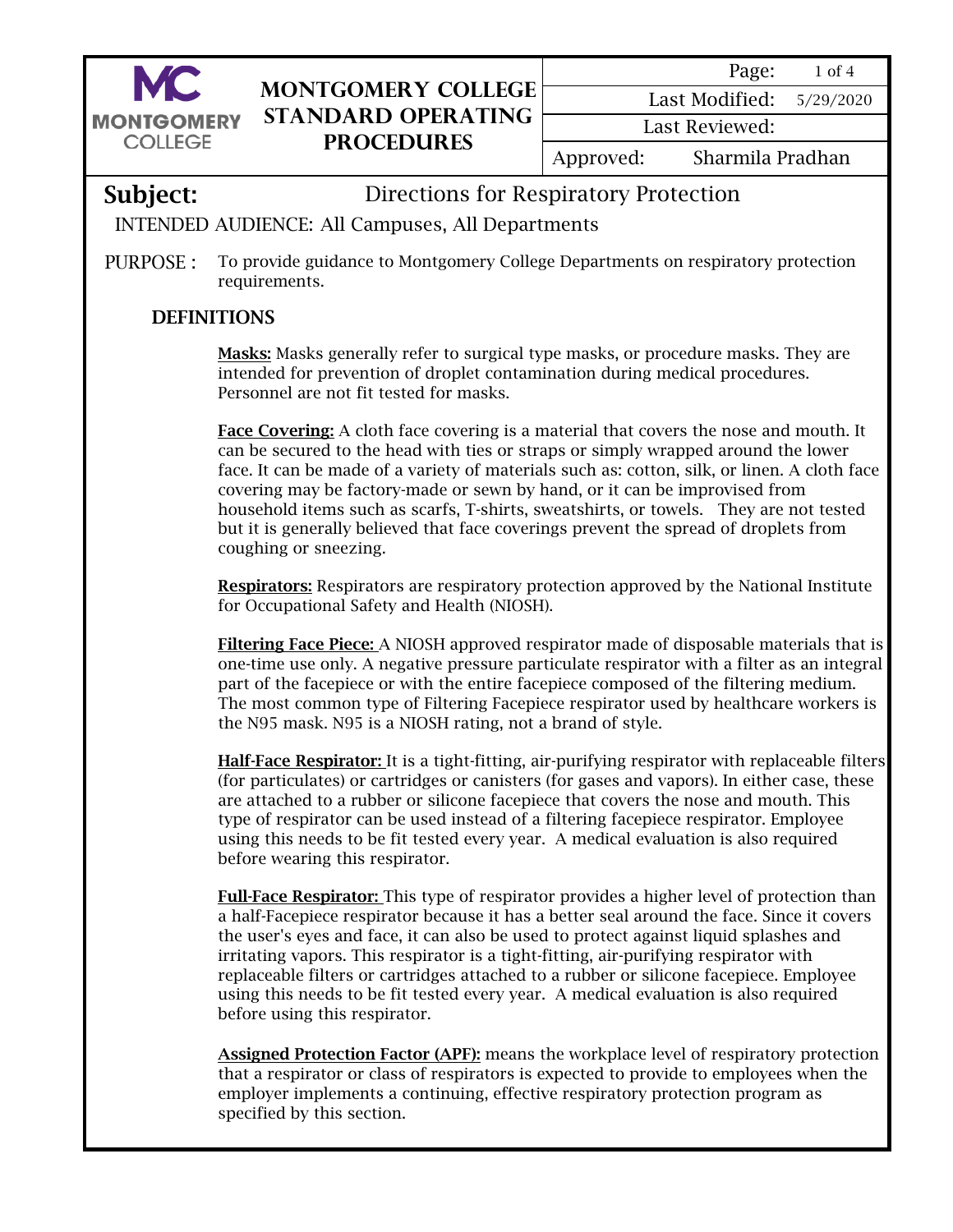# MONTGOMERY COLLEGE STANDARD OPERATING PROCEDURES

| | |
|---|---|
| Last Modified: | 5/29/2020 |
| Last Reviewed: | |
| Approved: | Sharmila Pradhan |

## Subject: Directions for Respiratory Protection

INTENDED AUDIENCE: All Campuses, All Departments

PURPOSE : To provide guidance to Montgomery College Departments on respiratory protection requirements.

### DEFINITIONS

**Masks:** Masks generally refer to surgical type masks, or procedure masks. They are intended for prevention of droplet contamination during medical procedures. Personnel are not fit tested for masks.

**Face Covering:** A cloth face covering is a material that covers the nose and mouth. It can be secured to the head with ties or straps or simply wrapped around the lower face. It can be made of a variety of materials such as: cotton, silk, or linen. A cloth face covering may be factory-made or sewn by hand, or it can be improvised from household items such as scarfs, T-shirts, sweatshirts, or towels. They are not tested but it is generally believed that face coverings prevent the spread of droplets from coughing or sneezing.

**Respirators:** Respirators are respiratory protection approved by the National Institute for Occupational Safety and Health (NIOSH).

**Filtering Face Piece:** A NIOSH approved respirator made of disposable materials that is one-time use only. A negative pressure particulate respirator with a filter as an integral part of the facepiece or with the entire facepiece composed of the filtering medium. The most common type of Filtering Facepiece respirator used by healthcare workers is the N95 mask. N95 is a NIOSH rating, not a brand of style.

**Half-Face Respirator:** It is a tight-fitting, air-purifying respirator with replaceable filters (for particulates) or cartridges or canisters (for gases and vapors). In either case, these are attached to a rubber or silicone facepiece that covers the nose and mouth. This type of respirator can be used instead of a filtering facepiece respirator. Employee using this needs to be fit tested every year. A medical evaluation is also required before wearing this respirator.

**Full-Face Respirator:** This type of respirator provides a higher level of protection than a half-Facepiece respirator because it has a better seal around the face. Since it covers the user's eyes and face, it can also be used to protect against liquid splashes and irritating vapors. This respirator is a tight-fitting, air-purifying respirator with replaceable filters or cartridges attached to a rubber or silicone facepiece. Employee using this needs to be fit tested every year. A medical evaluation is also required before using this respirator.

**Assigned Protection Factor (APF):** means the workplace level of respiratory protection that a respirator or class of respirators is expected to provide to employees when the employer implements a continuing, effective respiratory protection program as specified by this section.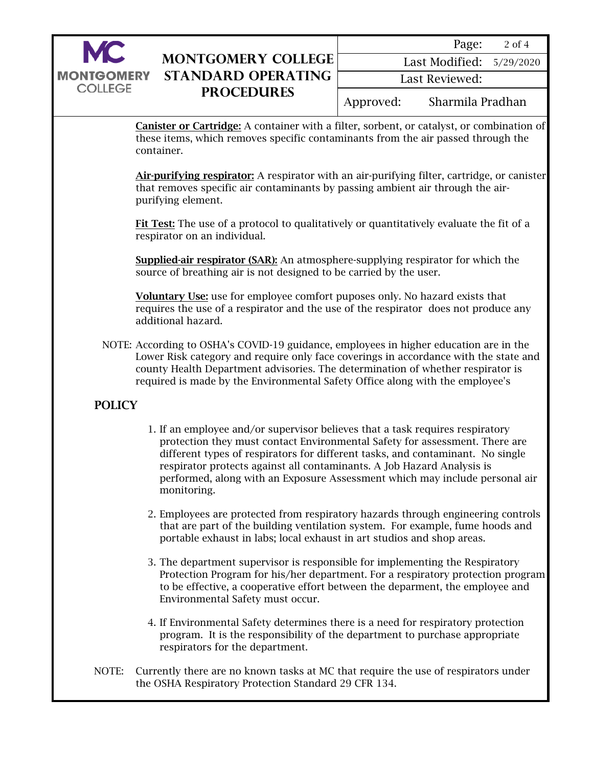**Canister or Cartridge:** A container with a filter, sorbent, or catalyst, or combination of these items, which removes specific contaminants from the air passed through the container.

**Air-purifying respirator:** A respirator with an air-purifying filter, cartridge, or canister that removes specific air contaminants by passing ambient air through the air-purifying element.

**Fit Test:** The use of a protocol to qualitatively or quantitatively evaluate the fit of a respirator on an individual.

**Supplied-air respirator (SAR):** An atmosphere-supplying respirator for which the source of breathing air is not designed to be carried by the user.

**Voluntary Use:** use for employee comfort puposes only. No hazard exists that requires the use of a respirator and the use of the respirator does not produce any additional hazard.

NOTE: According to OSHA's COVID-19 guidance, employees in higher education are in the Lower Risk category and require only face coverings in accordance with the state and county Health Department advisories. The determination of whether respirator is required is made by the Environmental Safety Office along with the employee's

## POLICY

1. If an employee and/or supervisor believes that a task requires respiratory protection they must contact Environmental Safety for assessment. There are different types of respirators for different tasks, and contaminant. No single respirator protects against all contaminants. A Job Hazard Analysis is performed, along with an Exposure Assessment which may include personal air monitoring.

2. Employees are protected from respiratory hazards through engineering controls that are part of the building ventilation system. For example, fume hoods and portable exhaust in labs; local exhaust in art studios and shop areas.

3. The department supervisor is responsible for implementing the Respiratory Protection Program for his/her department. For a respiratory protection program to be effective, a cooperative effort between the deparment, the employee and Environmental Safety must occur.

4. If Environmental Safety determines there is a need for respiratory protection program. It is the responsibility of the department to purchase appropriate respirators for the department.

NOTE: Currently there are no known tasks at MC that require the use of respirators under the OSHA Respiratory Protection Standard 29 CFR 134.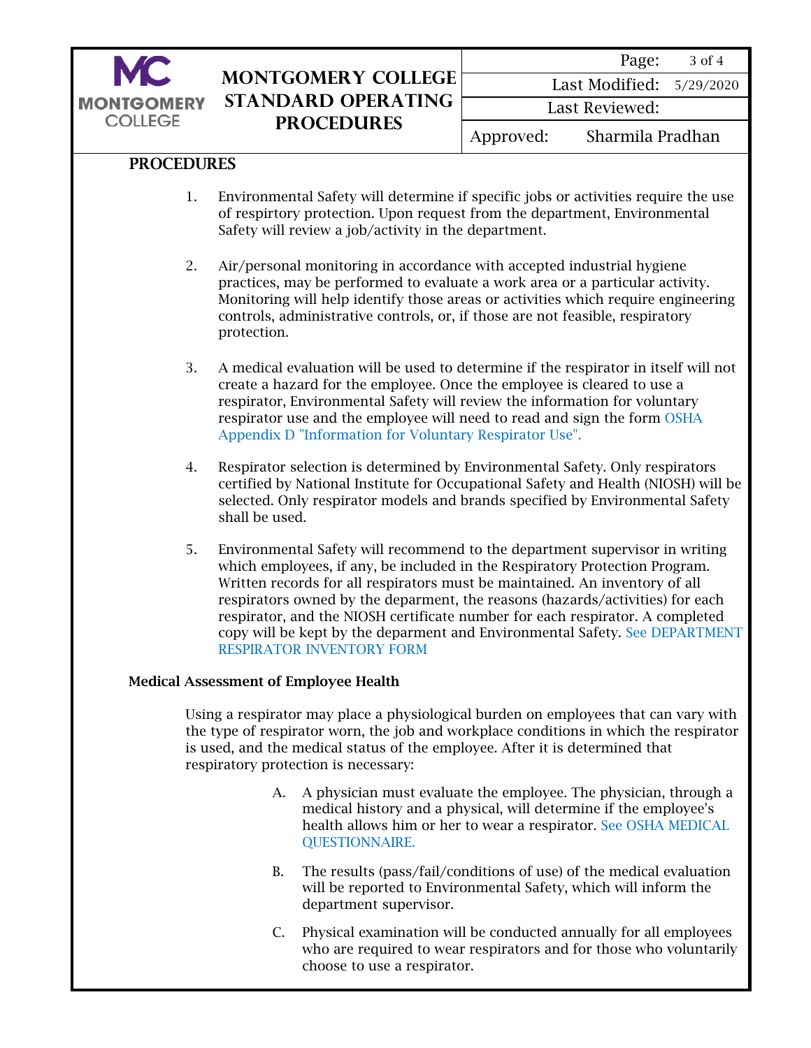## PROCEDURES

1. Environmental Safety will determine if specific jobs or activities require the use of respirtory protection. Upon request from the department, Environmental Safety will review a job/activity in the department.

2. Air/personal monitoring in accordance with accepted industrial hygiene practices, may be performed to evaluate a work area or a particular activity. Monitoring will help identify those areas or activities which require engineering controls, administrative controls, or, if those are not feasible, respiratory protection.

3. A medical evaluation will be used to determine if the respirator in itself will not create a hazard for the employee. Once the employee is cleared to use a respirator, Environmental Safety will review the information for voluntary respirator use and the employee will need to read and sign the form OSHA Appendix D "Information for Voluntary Respirator Use".

4. Respirator selection is determined by Environmental Safety. Only respirators certified by National Institute for Occupational Safety and Health (NIOSH) will be selected. Only respirator models and brands specified by Environmental Safety shall be used.

5. Environmental Safety will recommend to the department supervisor in writing which employees, if any, be included in the Respiratory Protection Program. Written records for all respirators must be maintained. An inventory of all respirators owned by the deparment, the reasons (hazards/activities) for each respirator, and the NIOSH certificate number for each respirator. A completed copy will be kept by the deparment and Environmental Safety. See DEPARTMENT RESPIRATOR INVENTORY FORM

### Medical Assessment of Employee Health

Using a respirator may place a physiological burden on employees that can vary with the type of respirator worn, the job and workplace conditions in which the respirator is used, and the medical status of the employee. After it is determined that respiratory protection is necessary:

A. A physician must evaluate the employee. The physician, through a medical history and a physical, will determine if the employee's health allows him or her to wear a respirator. See OSHA MEDICAL QUESTIONNAIRE.

B. The results (pass/fail/conditions of use) of the medical evaluation will be reported to Environmental Safety, which will inform the department supervisor.

C. Physical examination will be conducted annually for all employees who are required to wear respirators and for those who voluntarily choose to use a respirator.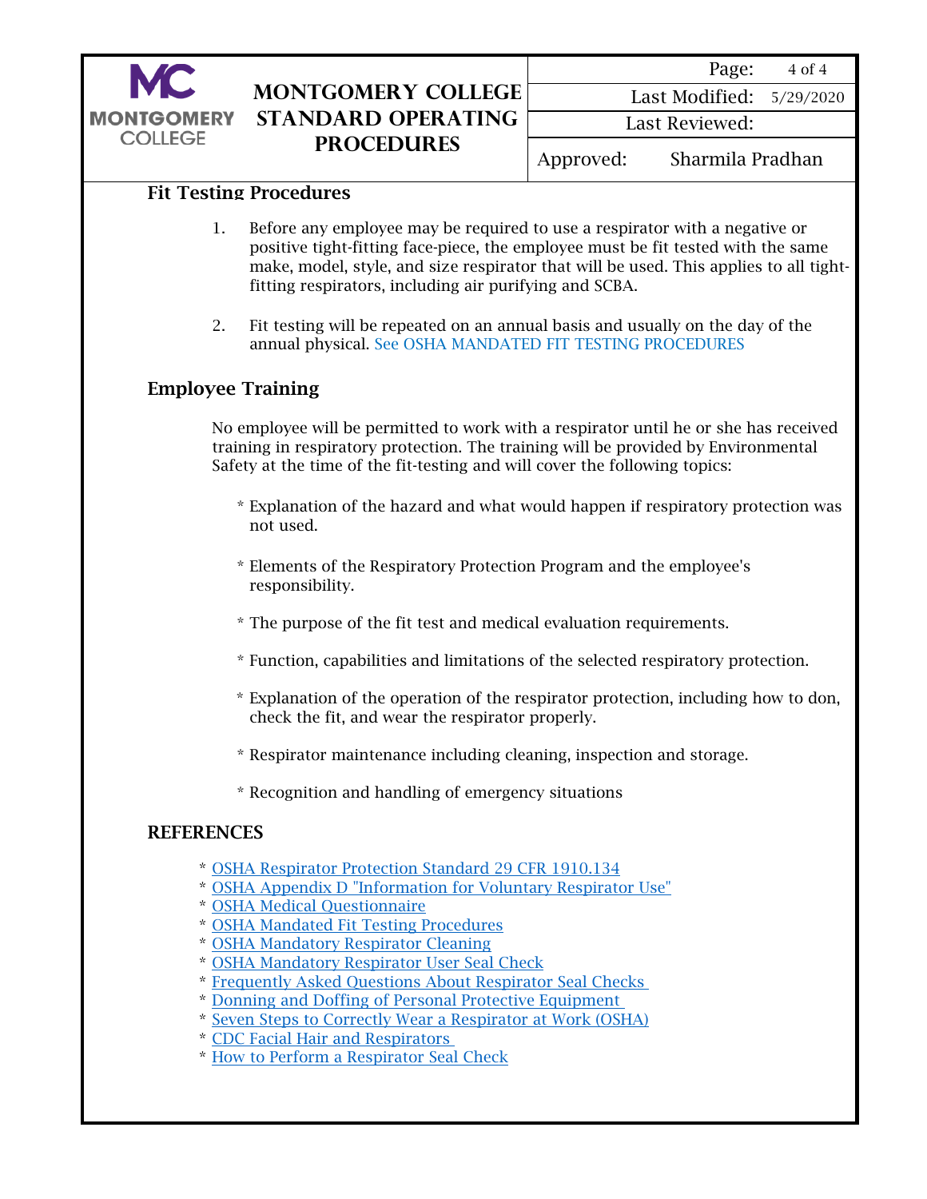### Fit Testing Procedures

1. Before any employee may be required to use a respirator with a negative or positive tight-fitting face-piece, the employee must be fit tested with the same make, model, style, and size respirator that will be used. This applies to all tight-fitting respirators, including air purifying and SCBA.

2. Fit testing will be repeated on an annual basis and usually on the day of the annual physical. See OSHA MANDATED FIT TESTING PROCEDURES

## Employee Training

No employee will be permitted to work with a respirator until he or she has received training in respiratory protection. The training will be provided by Environmental Safety at the time of the fit-testing and will cover the following topics:

* Explanation of the hazard and what would happen if respiratory protection was not used.
* Elements of the Respiratory Protection Program and the employee's responsibility.
* The purpose of the fit test and medical evaluation requirements.
* Function, capabilities and limitations of the selected respiratory protection.
* Explanation of the operation of the respirator protection, including how to don, check the fit, and wear the respirator properly.
* Respirator maintenance including cleaning, inspection and storage.
* Recognition and handling of emergency situations

## REFERENCES

* OSHA Respirator Protection Standard 29 CFR 1910.134
* OSHA Appendix D "Information for Voluntary Respirator Use"
* OSHA Medical Questionnaire
* OSHA Mandated Fit Testing Procedures
* OSHA Mandatory Respirator Cleaning
* OSHA Mandatory Respirator User Seal Check
* Frequently Asked Questions About Respirator Seal Checks
* Donning and Doffing of Personal Protective Equipment
* Seven Steps to Correctly Wear a Respirator at Work (OSHA)
* CDC Facial Hair and Respirators
* How to Perform a Respirator Seal Check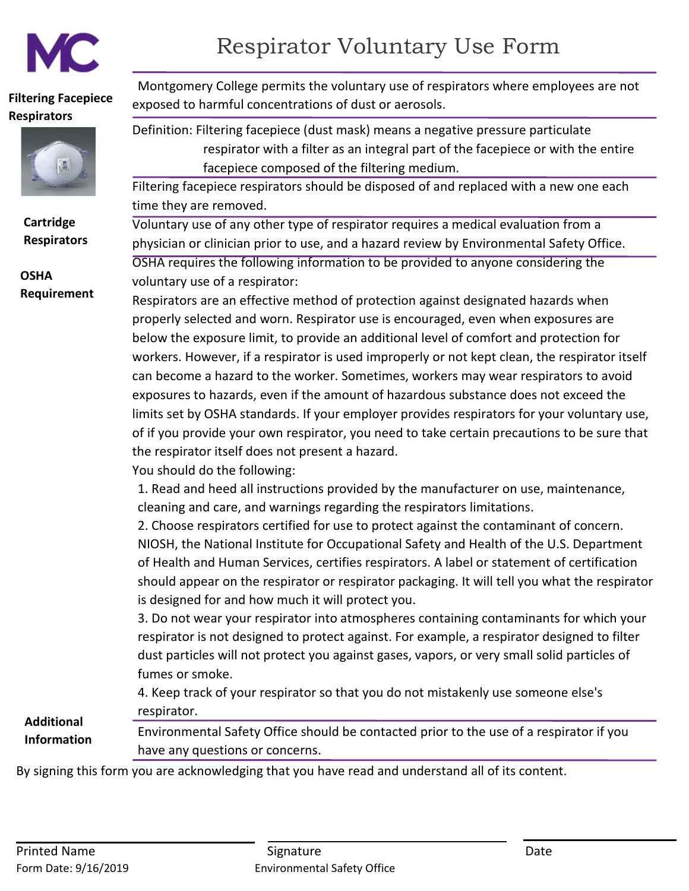# Respiratory Voluntary Use Form

MC

**Filtering Facepiece Respirators**

Montgomery College permits the voluntary use of respirators where employees are not exposed to harmful concentrations of dust or aerosols.

Definition: Filtering facepiece (dust mask) means a negative pressure particulate respirator with a filter as an integral part of the facepiece or with the entire facepiece composed of the filtering medium.

Filtering facepiece respirators should be disposed of and replaced with a new one each time they are removed.

**Cartridge Respirators**

Voluntary use of any other type of respirator requires a medical evaluation from a physician or clinician prior to use, and a hazard review by Environmental Safety Office.

**OSHA Requirement**

OSHA requires the following information to be provided to anyone considering the voluntary use of a respirator:

Respirators are an effective method of protection against designated hazards when properly selected and worn. Respirator use is encouraged, even when exposures are below the exposure limit, to provide an additional level of comfort and protection for workers. However, if a respirator is used improperly or not kept clean, the respirator itself can become a hazard to the worker. Sometimes, workers may wear respirators to avoid exposures to hazards, even if the amount of hazardous substance does not exceed the limits set by OSHA standards. If your employer provides respirators for your voluntary use, of if you provide your own respirator, you need to take certain precautions to be sure that the respirator itself does not present a hazard.

You should do the following:

1. Read and heed all instructions provided by the manufacturer on use, maintenance, cleaning and care, and warnings regarding the respirators limitations.
2. Choose respirators certified for use to protect against the contaminant of concern. NIOSH, the National Institute for Occupational Safety and Health of the U.S. Department of Health and Human Services, certifies respirators. A label or statement of certification should appear on the respirator or respirator packaging. It will tell you what the respirator is designed for and how much it will protect you.
3. Do not wear your respirator into atmospheres containing contaminants for which your respirator is not designed to protect against. For example, a respirator designed to filter dust particles will not protect you against gases, vapors, or very small solid particles of fumes or smoke.
4. Keep track of your respirator so that you do not mistakenly use someone else's respirator.

**Additional Information**

Environmental Safety Office should be contacted prior to the use of a respirator if you have any questions or concerns.

By signing this form you are acknowledging that you have read and understand all of its content.

| Printed Name | Signature | Date |
|---|---|---|
| | | |

Form Date: 9/16/2019

Environmental Safety Office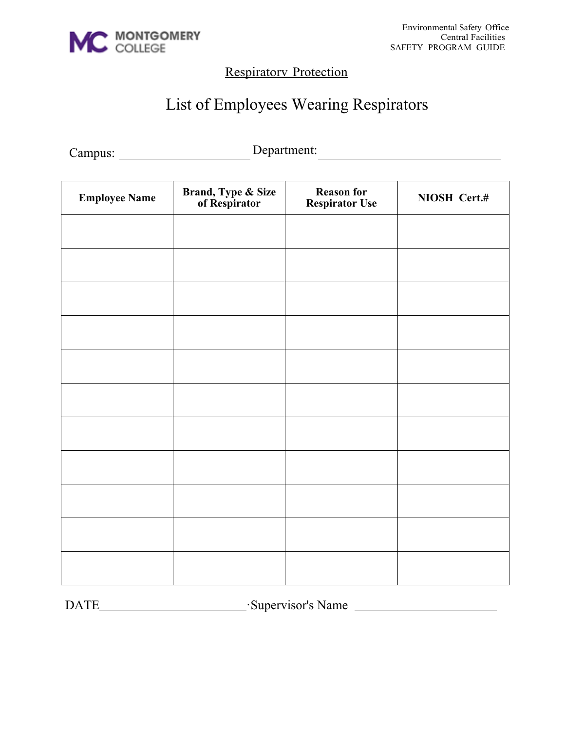Environmental Safety Office
Central Facilities
SAFETY PROGRAM GUIDE

Respiratory Protection

# List of Employees Wearing Respirators

Campus: ____________________ Department: ____________________________

| Employee Name | Brand, Type & Size of Respirator | Reason for Respirator Use | NIOSH Cert.# |
|---|---|---|---|
| | | | |
| | | | |
| | | | |
| | | | |
| | | | |
| | | | |
| | | | |
| | | | |
| | | | |
| | | | |
| | | | |

DATE______________________ Supervisor's Name ______________________